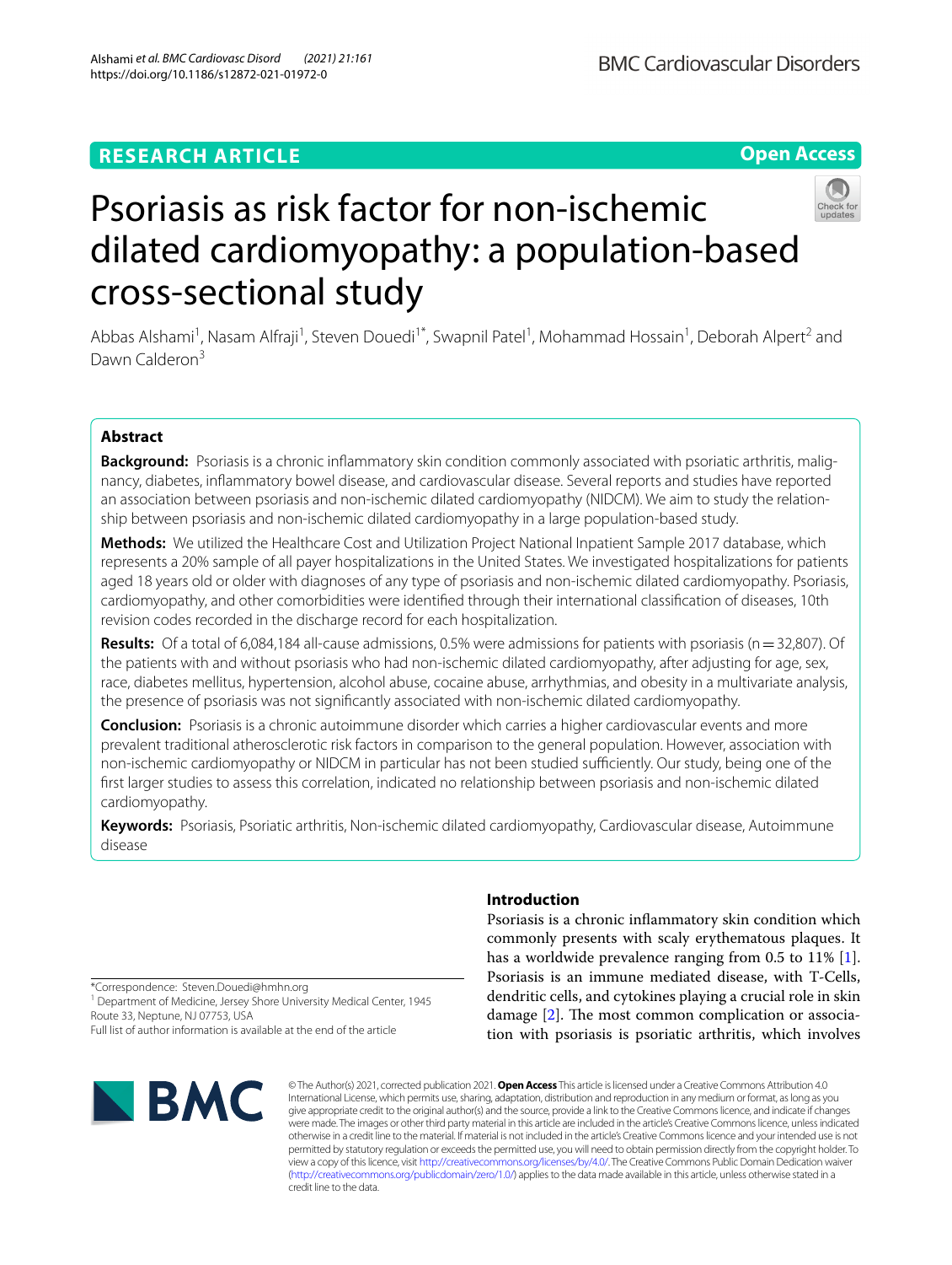RESEARCH ARTICLE

Open Access

# Psoriasis as risk factor for non-ischemic dilated cardiomyopathy: a population-based cross-sectional study

Abbas Alshami[1], Nasam Alfraji[1], Steven Douedi[1*], Swapnil Patel[1], Mohammad Hossain[1], Deborah Alpert[2] and Dawn Calderon[3]

## Abstract

**Background:** Psoriasis is a chronic inflammatory skin condition commonly associated with psoriatic arthritis, malignancy, diabetes, inflammatory bowel disease, and cardiovascular disease. Several reports and studies have reported an association between psoriasis and non-ischemic dilated cardiomyopathy (NIDCM). We aim to study the relationship between psoriasis and non-ischemic dilated cardiomyopathy in a large population-based study.

**Methods:** We utilized the Healthcare Cost and Utilization Project National Inpatient Sample 2017 database, which represents a 20% sample of all payer hospitalizations in the United States. We investigated hospitalizations for patients aged 18 years old or older with diagnoses of any type of psoriasis and non-ischemic dilated cardiomyopathy. Psoriasis, cardiomyopathy, and other comorbidities were identified through their international classification of diseases, 10th revision codes recorded in the discharge record for each hospitalization.

**Results:** Of a total of 6,084,184 all-cause admissions, 0.5% were admissions for patients with psoriasis (n = 32,807). Of the patients with and without psoriasis who had non-ischemic dilated cardiomyopathy, after adjusting for age, sex, race, diabetes mellitus, hypertension, alcohol abuse, cocaine abuse, arrhythmias, and obesity in a multivariate analysis, the presence of psoriasis was not significantly associated with non-ischemic dilated cardiomyopathy.

**Conclusion:** Psoriasis is a chronic autoimmune disorder which carries a higher cardiovascular events and more prevalent traditional atherosclerotic risk factors in comparison to the general population. However, association with non-ischemic cardiomyopathy or NIDCM in particular has not been studied sufficiently. Our study, being one of the first larger studies to assess this correlation, indicated no relationship between psoriasis and non-ischemic dilated cardiomyopathy.

**Keywords:** Psoriasis, Psoriatic arthritis, Non-ischemic dilated cardiomyopathy, Cardiovascular disease, Autoimmune disease

## Introduction

Psoriasis is a chronic inflammatory skin condition which commonly presents with scaly erythematous plaques. It has a worldwide prevalence ranging from 0.5 to 11% [1]. Psoriasis is an immune mediated disease, with T-Cells, dendritic cells, and cytokines playing a crucial role in skin damage [2]. The most common complication or association with psoriasis is psoriatic arthritis, which involves

*Correspondence: Steven.Douedi@hmhn.org
[1] Department of Medicine, Jersey Shore University Medical Center, 1945 Route 33, Neptune, NJ 07753, USA
Full list of author information is available at the end of the article

© The Author(s) 2021, corrected publication 2021. **Open Access** This article is licensed under a Creative Commons Attribution 4.0 International License, which permits use, sharing, adaptation, distribution and reproduction in any medium or format, as long as you give appropriate credit to the original author(s) and the source, provide a link to the Creative Commons licence, and indicate if changes were made. The images or other third party material in this article are included in the article's Creative Commons licence, unless indicated otherwise in a credit line to the material. If material is not included in the article's Creative Commons licence and your intended use is not permitted by statutory regulation or exceeds the permitted use, you will need to obtain permission directly from the copyright holder. To view a copy of this licence, visit http://creativecommons.org/licenses/by/4.0/. The Creative Commons Public Domain Dedication waiver (http://creativecommons.org/publicdomain/zero/1.0/) applies to the data made available in this article, unless otherwise stated in a credit line to the data.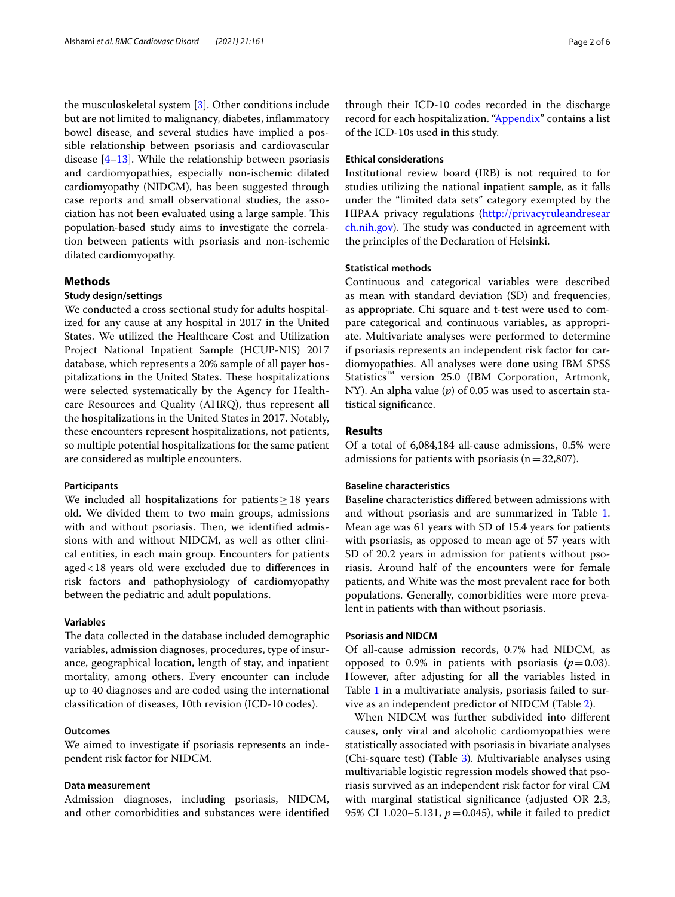the musculoskeletal system [3]. Other conditions include but are not limited to malignancy, diabetes, inflammatory bowel disease, and several studies have implied a possible relationship between psoriasis and cardiovascular disease [4–13]. While the relationship between psoriasis and cardiomyopathies, especially non-ischemic dilated cardiomyopathy (NIDCM), has been suggested through case reports and small observational studies, the association has not been evaluated using a large sample. This population-based study aims to investigate the correlation between patients with psoriasis and non-ischemic dilated cardiomyopathy.

## Methods

### Study design/settings

We conducted a cross sectional study for adults hospitalized for any cause at any hospital in 2017 in the United States. We utilized the Healthcare Cost and Utilization Project National Inpatient Sample (HCUP-NIS) 2017 database, which represents a 20% sample of all payer hospitalizations in the United States. These hospitalizations were selected systematically by the Agency for Healthcare Resources and Quality (AHRQ), thus represent all the hospitalizations in the United States in 2017. Notably, these encounters represent hospitalizations, not patients, so multiple potential hospitalizations for the same patient are considered as multiple encounters.

### Participants

We included all hospitalizations for patients ≥ 18 years old. We divided them to two main groups, admissions with and without psoriasis. Then, we identified admissions with and without NIDCM, as well as other clinical entities, in each main group. Encounters for patients aged < 18 years old were excluded due to differences in risk factors and pathophysiology of cardiomyopathy between the pediatric and adult populations.

### Variables

The data collected in the database included demographic variables, admission diagnoses, procedures, type of insurance, geographical location, length of stay, and inpatient mortality, among others. Every encounter can include up to 40 diagnoses and are coded using the international classification of diseases, 10th revision (ICD-10 codes).

### Outcomes

We aimed to investigate if psoriasis represents an independent risk factor for NIDCM.

### Data measurement

Admission diagnoses, including psoriasis, NIDCM, and other comorbidities and substances were identified through their ICD-10 codes recorded in the discharge record for each hospitalization. "Appendix" contains a list of the ICD-10s used in this study.

### Ethical considerations

Institutional review board (IRB) is not required to for studies utilizing the national inpatient sample, as it falls under the "limited data sets" category exempted by the HIPAA privacy regulations (http://privacyruleandresearch.nih.gov). The study was conducted in agreement with the principles of the Declaration of Helsinki.

### Statistical methods

Continuous and categorical variables were described as mean with standard deviation (SD) and frequencies, as appropriate. Chi square and t-test were used to compare categorical and continuous variables, as appropriate. Multivariate analyses were performed to determine if psoriasis represents an independent risk factor for cardiomyopathies. All analyses were done using IBM SPSS Statistics™ version 25.0 (IBM Corporation, Artmonk, NY). An alpha value (*p*) of 0.05 was used to ascertain statistical significance.

## Results

Of a total of 6,084,184 all-cause admissions, 0.5% were admissions for patients with psoriasis (n = 32,807).

### Baseline characteristics

Baseline characteristics differed between admissions with and without psoriasis and are summarized in Table 1. Mean age was 61 years with SD of 15.4 years for patients with psoriasis, as opposed to mean age of 57 years with SD of 20.2 years in admission for patients without psoriasis. Around half of the encounters were for female patients, and White was the most prevalent race for both populations. Generally, comorbidities were more prevalent in patients with than without psoriasis.

### Psoriasis and NIDCM

Of all-cause admission records, 0.7% had NIDCM, as opposed to 0.9% in patients with psoriasis ($p = 0.03$). However, after adjusting for all the variables listed in Table 1 in a multivariate analysis, psoriasis failed to survive as an independent predictor of NIDCM (Table 2).

When NIDCM was further subdivided into different causes, only viral and alcoholic cardiomyopathies were statistically associated with psoriasis in bivariate analyses (Chi-square test) (Table 3). Multivariable analyses using multivariable logistic regression models showed that psoriasis survived as an independent risk factor for viral CM with marginal statistical significance (adjusted OR 2.3, 95% CI 1.020–5.131, $p = 0.045$), while it failed to predict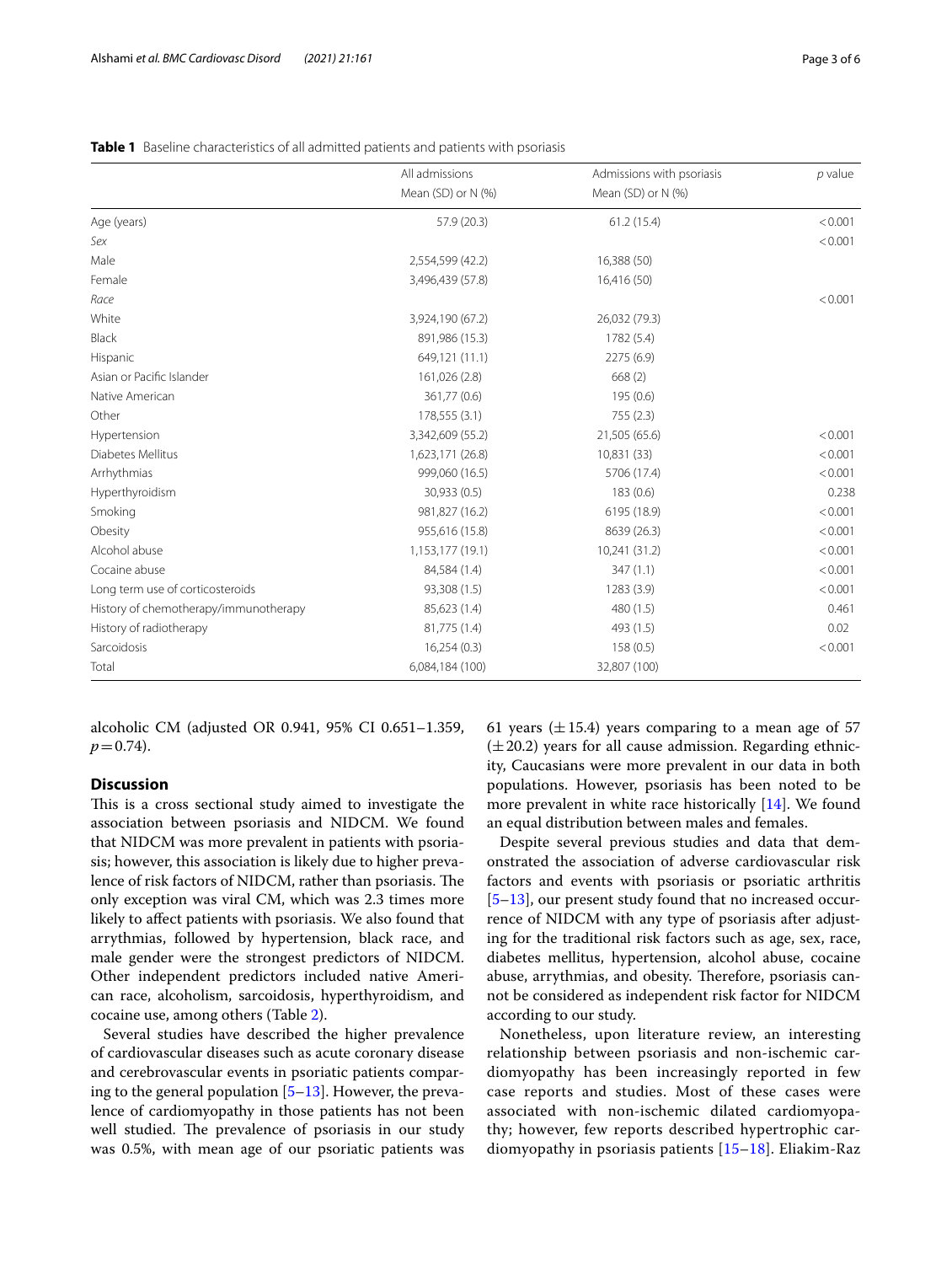**Table 1** Baseline characteristics of all admitted patients and patients with psoriasis

| | All admissions Mean (SD) or N (%) | Admissions with psoriasis Mean (SD) or N (%) | *p* value |
|---|---|---|---|
| Age (years) | 57.9 (20.3) | 61.2 (15.4) | < 0.001 |
| *Sex* | | | < 0.001 |
| Male | 2,554,599 (42.2) | 16,388 (50) | |
| Female | 3,496,439 (57.8) | 16,416 (50) | |
| *Race* | | | < 0.001 |
| White | 3,924,190 (67.2) | 26,032 (79.3) | |
| Black | 891,986 (15.3) | 1782 (5.4) | |
| Hispanic | 649,121 (11.1) | 2275 (6.9) | |
| Asian or Pacific Islander | 161,026 (2.8) | 668 (2) | |
| Native American | 361,77 (0.6) | 195 (0.6) | |
| Other | 178,555 (3.1) | 755 (2.3) | |
| Hypertension | 3,342,609 (55.2) | 21,505 (65.6) | < 0.001 |
| Diabetes Mellitus | 1,623,171 (26.8) | 10,831 (33) | < 0.001 |
| Arrhythmias | 999,060 (16.5) | 5706 (17.4) | < 0.001 |
| Hyperthyroidism | 30,933 (0.5) | 183 (0.6) | 0.238 |
| Smoking | 981,827 (16.2) | 6195 (18.9) | < 0.001 |
| Obesity | 955,616 (15.8) | 8639 (26.3) | < 0.001 |
| Alcohol abuse | 1,153,177 (19.1) | 10,241 (31.2) | < 0.001 |
| Cocaine abuse | 84,584 (1.4) | 347 (1.1) | < 0.001 |
| Long term use of corticosteroids | 93,308 (1.5) | 1283 (3.9) | < 0.001 |
| History of chemotherapy/immunotherapy | 85,623 (1.4) | 480 (1.5) | 0.461 |
| History of radiotherapy | 81,775 (1.4) | 493 (1.5) | 0.02 |
| Sarcoidosis | 16,254 (0.3) | 158 (0.5) | < 0.001 |
| Total | 6,084,184 (100) | 32,807 (100) | |

alcoholic CM (adjusted OR 0.941, 95% CI 0.651–1.359, $p = 0.74$).

## Discussion

This is a cross sectional study aimed to investigate the association between psoriasis and NIDCM. We found that NIDCM was more prevalent in patients with psoriasis; however, this association is likely due to higher prevalence of risk factors of NIDCM, rather than psoriasis. The only exception was viral CM, which was 2.3 times more likely to affect patients with psoriasis. We also found that arrythmias, followed by hypertension, black race, and male gender were the strongest predictors of NIDCM. Other independent predictors included native American race, alcoholism, sarcoidosis, hyperthyroidism, and cocaine use, among others (Table 2).

Several studies have described the higher prevalence of cardiovascular diseases such as acute coronary disease and cerebrovascular events in psoriatic patients comparing to the general population [5–13]. However, the prevalence of cardiomyopathy in those patients has not been well studied. The prevalence of psoriasis in our study was 0.5%, with mean age of our psoriatic patients was 61 years ($\pm$15.4) years comparing to a mean age of 57 ($\pm$20.2) years for all cause admission. Regarding ethnicity, Caucasians were more prevalent in our data in both populations. However, psoriasis has been noted to be more prevalent in white race historically [14]. We found an equal distribution between males and females.

Despite several previous studies and data that demonstrated the association of adverse cardiovascular risk factors and events with psoriasis or psoriatic arthritis [5–13], our present study found that no increased occurrence of NIDCM with any type of psoriasis after adjusting for the traditional risk factors such as age, sex, race, diabetes mellitus, hypertension, alcohol abuse, cocaine abuse, arrythmias, and obesity. Therefore, psoriasis cannot be considered as independent risk factor for NIDCM according to our study.

Nonetheless, upon literature review, an interesting relationship between psoriasis and non-ischemic cardiomyopathy has been increasingly reported in few case reports and studies. Most of these cases were associated with non-ischemic dilated cardiomyopathy; however, few reports described hypertrophic cardiomyopathy in psoriasis patients [15–18]. Eliakim-Raz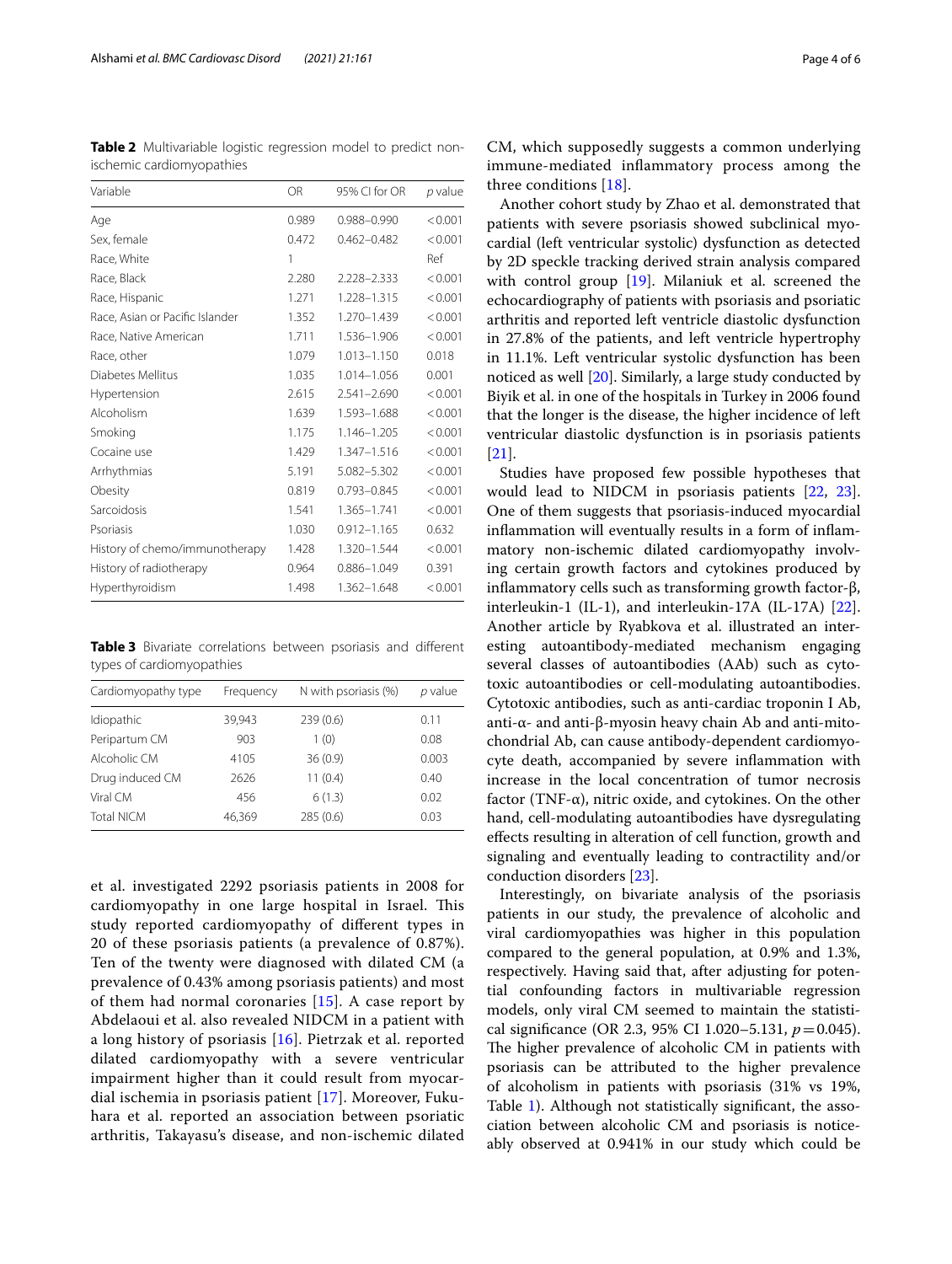**Table 2** Multivariable logistic regression model to predict non-ischemic cardiomyopathies

| Variable | OR | 95% CI for OR | *p* value |
|---|---|---|---|
| Age | 0.989 | 0.988–0.990 | < 0.001 |
| Sex, female | 0.472 | 0.462–0.482 | < 0.001 |
| Race, White | 1 | | Ref |
| Race, Black | 2.280 | 2.228–2.333 | < 0.001 |
| Race, Hispanic | 1.271 | 1.228–1.315 | < 0.001 |
| Race, Asian or Pacific Islander | 1.352 | 1.270–1.439 | < 0.001 |
| Race, Native American | 1.711 | 1.536–1.906 | < 0.001 |
| Race, other | 1.079 | 1.013–1.150 | 0.018 |
| Diabetes Mellitus | 1.035 | 1.014–1.056 | 0.001 |
| Hypertension | 2.615 | 2.541–2.690 | < 0.001 |
| Alcoholism | 1.639 | 1.593–1.688 | < 0.001 |
| Smoking | 1.175 | 1.146–1.205 | < 0.001 |
| Cocaine use | 1.429 | 1.347–1.516 | < 0.001 |
| Arrhythmias | 5.191 | 5.082–5.302 | < 0.001 |
| Obesity | 0.819 | 0.793–0.845 | < 0.001 |
| Sarcoidosis | 1.541 | 1.365–1.741 | < 0.001 |
| Psoriasis | 1.030 | 0.912–1.165 | 0.632 |
| History of chemo/immunotherapy | 1.428 | 1.320–1.544 | < 0.001 |
| History of radiotherapy | 0.964 | 0.886–1.049 | 0.391 |
| Hyperthyroidism | 1.498 | 1.362–1.648 | < 0.001 |

**Table 3** Bivariate correlations between psoriasis and different types of cardiomyopathies

| Cardiomyopathy type | Frequency | N with psoriasis (%) | *p* value |
|---|---|---|---|
| Idiopathic | 39,943 | 239 (0.6) | 0.11 |
| Peripartum CM | 903 | 1 (0) | 0.08 |
| Alcoholic CM | 4105 | 36 (0.9) | 0.003 |
| Drug induced CM | 2626 | 11 (0.4) | 0.40 |
| Viral CM | 456 | 6 (1.3) | 0.02 |
| Total NICM | 46,369 | 285 (0.6) | 0.03 |

et al. investigated 2292 psoriasis patients in 2008 for cardiomyopathy in one large hospital in Israel. This study reported cardiomyopathy of different types in 20 of these psoriasis patients (a prevalence of 0.87%). Ten of the twenty were diagnosed with dilated CM (a prevalence of 0.43% among psoriasis patients) and most of them had normal coronaries [15]. A case report by Abdelaoui et al. also revealed NIDCM in a patient with a long history of psoriasis [16]. Pietrzak et al. reported dilated cardiomyopathy with a severe ventricular impairment higher than it could result from myocardial ischemia in psoriasis patient [17]. Moreover, Fukuhara et al. reported an association between psoriatic arthritis, Takayasu's disease, and non-ischemic dilated CM, which supposedly suggests a common underlying immune-mediated inflammatory process among the three conditions [18].

Another cohort study by Zhao et al. demonstrated that patients with severe psoriasis showed subclinical myocardial (left ventricular systolic) dysfunction as detected by 2D speckle tracking derived strain analysis compared with control group [19]. Milaniuk et al. screened the echocardiography of patients with psoriasis and psoriatic arthritis and reported left ventricle diastolic dysfunction in 27.8% of the patients, and left ventricle hypertrophy in 11.1%. Left ventricular systolic dysfunction has been noticed as well [20]. Similarly, a large study conducted by Biyik et al. in one of the hospitals in Turkey in 2006 found that the longer is the disease, the higher incidence of left ventricular diastolic dysfunction is in psoriasis patients [21].

Studies have proposed few possible hypotheses that would lead to NIDCM in psoriasis patients [22, 23]. One of them suggests that psoriasis-induced myocardial inflammation will eventually results in a form of inflammatory non-ischemic dilated cardiomyopathy involving certain growth factors and cytokines produced by inflammatory cells such as transforming growth factor-β, interleukin-1 (IL-1), and interleukin-17A (IL-17A) [22]. Another article by Ryabkova et al. illustrated an interesting autoantibody-mediated mechanism engaging several classes of autoantibodies (AAb) such as cytotoxic autoantibodies or cell-modulating autoantibodies. Cytotoxic antibodies, such as anti-cardiac troponin I Ab, anti-α- and anti-β-myosin heavy chain Ab and anti-mitochondrial Ab, can cause antibody-dependent cardiomyocyte death, accompanied by severe inflammation with increase in the local concentration of tumor necrosis factor (TNF-α), nitric oxide, and cytokines. On the other hand, cell-modulating autoantibodies have dysregulating effects resulting in alteration of cell function, growth and signaling and eventually leading to contractility and/or conduction disorders [23].

Interestingly, on bivariate analysis of the psoriasis patients in our study, the prevalence of alcoholic and viral cardiomyopathies was higher in this population compared to the general population, at 0.9% and 1.3%, respectively. Having said that, after adjusting for potential confounding factors in multivariable regression models, only viral CM seemed to maintain the statistical significance (OR 2.3, 95% CI 1.020–5.131, $p = 0.045$). The higher prevalence of alcoholic CM in patients with psoriasis can be attributed to the higher prevalence of alcoholism in patients with psoriasis (31% vs 19%, Table 1). Although not statistically significant, the association between alcoholic CM and psoriasis is noticeably observed at 0.941% in our study which could be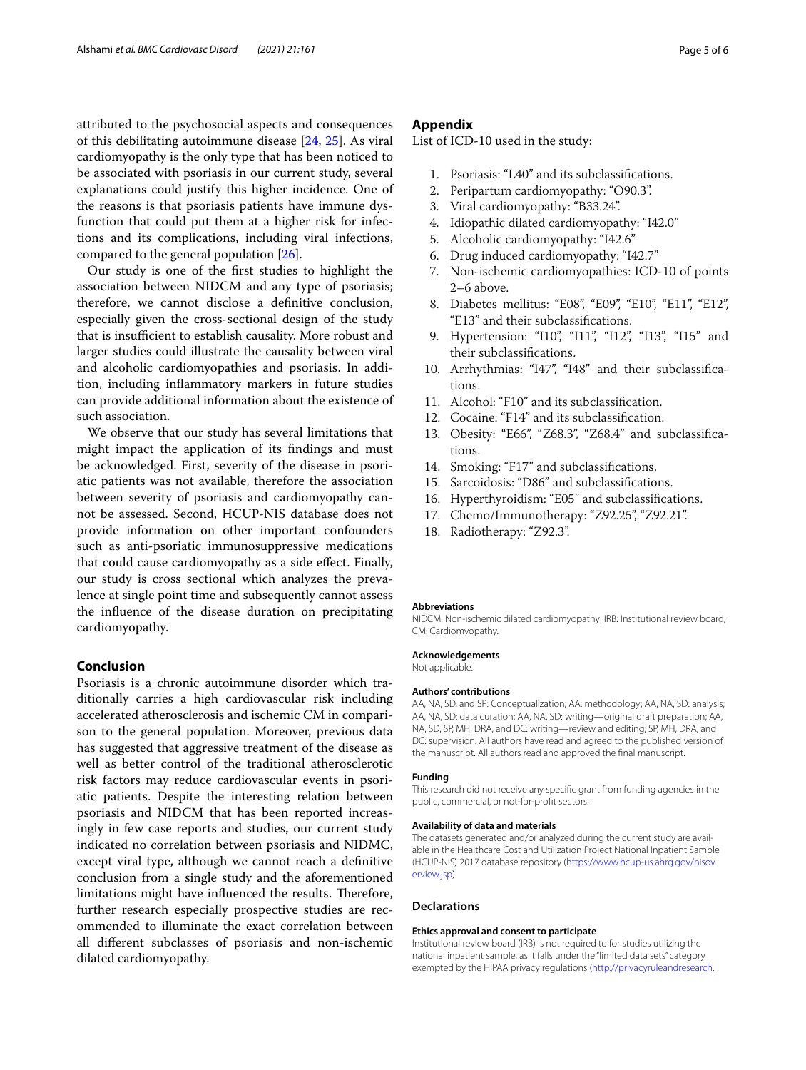attributed to the psychosocial aspects and consequences of this debilitating autoimmune disease [24, 25]. As viral cardiomyopathy is the only type that has been noticed to be associated with psoriasis in our current study, several explanations could justify this higher incidence. One of the reasons is that psoriasis patients have immune dysfunction that could put them at a higher risk for infections and its complications, including viral infections, compared to the general population [26].

Our study is one of the first studies to highlight the association between NIDCM and any type of psoriasis; therefore, we cannot disclose a definitive conclusion, especially given the cross-sectional design of the study that is insufficient to establish causality. More robust and larger studies could illustrate the causality between viral and alcoholic cardiomyopathies and psoriasis. In addition, including inflammatory markers in future studies can provide additional information about the existence of such association.

We observe that our study has several limitations that might impact the application of its findings and must be acknowledged. First, severity of the disease in psoriatic patients was not available, therefore the association between severity of psoriasis and cardiomyopathy cannot be assessed. Second, HCUP-NIS database does not provide information on other important confounders such as anti-psoriatic immunosuppressive medications that could cause cardiomyopathy as a side effect. Finally, our study is cross sectional which analyzes the prevalence at single point time and subsequently cannot assess the influence of the disease duration on precipitating cardiomyopathy.

## Conclusion

Psoriasis is a chronic autoimmune disorder which traditionally carries a high cardiovascular risk including accelerated atherosclerosis and ischemic CM in comparison to the general population. Moreover, previous data has suggested that aggressive treatment of the disease as well as better control of the traditional atherosclerotic risk factors may reduce cardiovascular events in psoriatic patients. Despite the interesting relation between psoriasis and NIDCM that has been reported increasingly in few case reports and studies, our current study indicated no correlation between psoriasis and NIDMC, except viral type, although we cannot reach a definitive conclusion from a single study and the aforementioned limitations might have influenced the results. Therefore, further research especially prospective studies are recommended to illuminate the exact correlation between all different subclasses of psoriasis and non-ischemic dilated cardiomyopathy.

## Appendix

List of ICD-10 used in the study:

1. Psoriasis: "L40" and its subclassifications.
2. Peripartum cardiomyopathy: "O90.3".
3. Viral cardiomyopathy: "B33.24".
4. Idiopathic dilated cardiomyopathy: "I42.0"
5. Alcoholic cardiomyopathy: "I42.6"
6. Drug induced cardiomyopathy: "I42.7"
7. Non-ischemic cardiomyopathies: ICD-10 of points 2–6 above.
8. Diabetes mellitus: "E08", "E09", "E10", "E11", "E12", "E13" and their subclassifications.
9. Hypertension: "I10", "I11", "I12", "I13", "I15" and their subclassifications.
10. Arrhythmias: "I47", "I48" and their subclassifications.
11. Alcohol: "F10" and its subclassification.
12. Cocaine: "F14" and its subclassification.
13. Obesity: "E66", "Z68.3", "Z68.4" and subclassifications.
14. Smoking: "F17" and subclassifications.
15. Sarcoidosis: "D86" and subclassifications.
16. Hyperthyroidism: "E05" and subclassifications.
17. Chemo/Immunotherapy: "Z92.25", "Z92.21".
18. Radiotherapy: "Z92.3".

#### Abbreviations

NIDCM: Non-ischemic dilated cardiomyopathy; IRB: Institutional review board; CM: Cardiomyopathy.

#### Acknowledgements

Not applicable.

#### Authors' contributions

AA, NA, SD, and SP: Conceptualization; AA: methodology; AA, NA, SD: analysis; AA, NA, SD: data curation; AA, NA, SD: writing—original draft preparation; AA, NA, SD, SP, MH, DRA, and DC: writing—review and editing; SP, MH, DRA, and DC: supervision. All authors have read and agreed to the published version of the manuscript. All authors read and approved the final manuscript.

#### Funding

This research did not receive any specific grant from funding agencies in the public, commercial, or not-for-profit sectors.

#### Availability of data and materials

The datasets generated and/or analyzed during the current study are available in the Healthcare Cost and Utilization Project National Inpatient Sample (HCUP-NIS) 2017 database repository (https://www.hcup-us.ahrq.gov/nisoverview.jsp).

### Declarations

#### Ethics approval and consent to participate

Institutional review board (IRB) is not required to for studies utilizing the national inpatient sample, as it falls under the "limited data sets" category exempted by the HIPAA privacy regulations (http://privacyruleandresearch.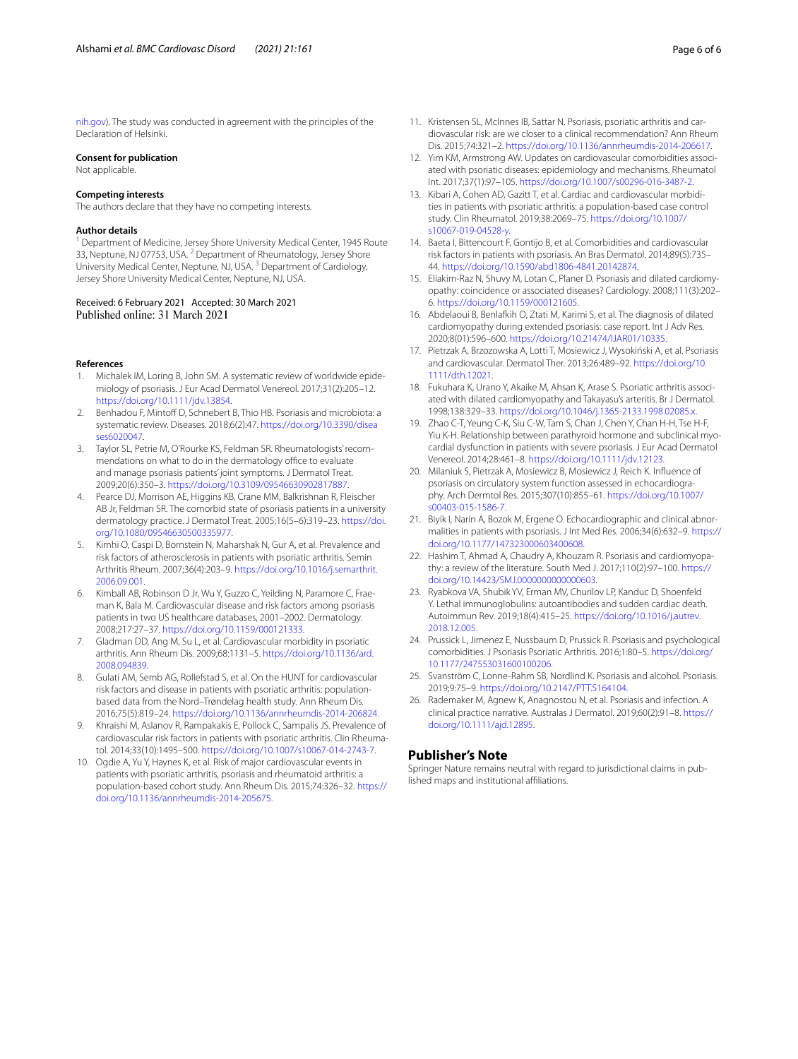nih.gov). The study was conducted in agreement with the principles of the Declaration of Helsinki.

**Consent for publication**

Not applicable.

**Competing interests**

The authors declare that they have no competing interests.

**Author details**

[1] Department of Medicine, Jersey Shore University Medical Center, 1945 Route 33, Neptune, NJ 07753, USA. [2] Department of Rheumatology, Jersey Shore University Medical Center, Neptune, NJ, USA. [3] Department of Cardiology, Jersey Shore University Medical Center, Neptune, NJ, USA.

Received: 6 February 2021 Accepted: 30 March 2021
Published online: 31 March 2021

**References**

1. Michalek IM, Loring B, John SM. A systematic review of worldwide epidemiology of psoriasis. J Eur Acad Dermatol Venereol. 2017;31(2):205–12. https://doi.org/10.1111/jdv.13854.
2. Benhadou F, Mintoff D, Schnebert B, Thio HB. Psoriasis and microbiota: a systematic review. Diseases. 2018;6(2):47. https://doi.org/10.3390/diseases6020047.
3. Taylor SL, Petrie M, O'Rourke KS, Feldman SR. Rheumatologists' recommendations on what to do in the dermatology office to evaluate and manage psoriasis patients' joint symptoms. J Dermatol Treat. 2009;20(6):350–3. https://doi.org/10.3109/09546630902817887.
4. Pearce DJ, Morrison AE, Higgins KB, Crane MM, Balkrishnan R, Fleischer AB Jr, Feldman SR. The comorbid state of psoriasis patients in a university dermatology practice. J Dermatol Treat. 2005;16(5–6):319–23. https://doi.org/10.1080/09546630500335977.
5. Kimhi O, Caspi D, Bornstein N, Maharshak N, Gur A, et al. Prevalence and risk factors of atherosclerosis in patients with psoriatic arthritis. Semin Arthritis Rheum. 2007;36(4):203–9. https://doi.org/10.1016/j.semarthrit.2006.09.001.
6. Kimball AB, Robinson D Jr, Wu Y, Guzzo C, Yeilding N, Paramore C, Fraeman K, Bala M. Cardiovascular disease and risk factors among psoriasis patients in two US healthcare databases, 2001–2002. Dermatology. 2008;217:27–37. https://doi.org/10.1159/000121333.
7. Gladman DD, Ang M, Su L, et al. Cardiovascular morbidity in psoriatic arthritis. Ann Rheum Dis. 2009;68:1131–5. https://doi.org/10.1136/ard.2008.094839.
8. Gulati AM, Semb AG, Rollefstad S, et al. On the HUNT for cardiovascular risk factors and disease in patients with psoriatic arthritis: population-based data from the Nord–Trøndelag health study. Ann Rheum Dis. 2016;75(5):819–24. https://doi.org/10.1136/annrheumdis-2014-206824.
9. Khraishi M, Aslanov R, Rampakakis E, Pollock C, Sampalis JS. Prevalence of cardiovascular risk factors in patients with psoriatic arthritis. Clin Rheumatol. 2014;33(10):1495–500. https://doi.org/10.1007/s10067-014-2743-7.
10. Ogdie A, Yu Y, Haynes K, et al. Risk of major cardiovascular events in patients with psoriatic arthritis, psoriasis and rheumatoid arthritis: a population-based cohort study. Ann Rheum Dis. 2015;74:326–32. https://doi.org/10.1136/annrheumdis-2014-205675.
11. Kristensen SL, McInnes IB, Sattar N. Psoriasis, psoriatic arthritis and cardiovascular risk: are we closer to a clinical recommendation? Ann Rheum Dis. 2015;74:321–2. https://doi.org/10.1136/annrheumdis-2014-206617.
12. Yim KM, Armstrong AW. Updates on cardiovascular comorbidities associated with psoriatic diseases: epidemiology and mechanisms. Rheumatol Int. 2017;37(1):97–105. https://doi.org/10.1007/s00296-016-3487-2.
13. Kibari A, Cohen AD, Gazitt T, et al. Cardiac and cardiovascular morbidities in patients with psoriatic arthritis: a population-based case control study. Clin Rheumatol. 2019;38:2069–75. https://doi.org/10.1007/s10067-019-04528-y.
14. Baeta I, Bittencourt F, Gontijo B, et al. Comorbidities and cardiovascular risk factors in patients with psoriasis. An Bras Dermatol. 2014;89(5):735–44. https://doi.org/10.1590/abd1806-4841.20142874.
15. Eliakim-Raz N, Shuvy M, Lotan C, Planer D. Psoriasis and dilated cardiomyopathy: coincidence or associated diseases? Cardiology. 2008;111(3):202–6. https://doi.org/10.1159/000121605.
16. Abdelaoui B, Benlafkih O, Ztati M, Karimi S, et al. The diagnosis of dilated cardiomyopathy during extended psoriasis: case report. Int J Adv Res. 2020;8(01):596–600. https://doi.org/10.21474/IJAR01/10335.
17. Pietrzak A, Brzozowska A, Lotti T, Mosiewicz J, Wysokiński A, et al. Psoriasis and cardiovascular. Dermatol Ther. 2013;26:489–92. https://doi.org/10.1111/dth.12021.
18. Fukuhara K, Urano Y, Akaike M, Ahsan K, Arase S. Psoriatic arthritis associated with dilated cardiomyopathy and Takayasu's arteritis. Br J Dermatol. 1998;138:329–33. https://doi.org/10.1046/j.1365-2133.1998.02085.x.
19. Zhao C-T, Yeung C-K, Siu C-W, Tam S, Chan J, Chen Y, Chan H-H, Tse H-F, Yiu K-H. Relationship between parathyroid hormone and subclinical myocardial dysfunction in patients with severe psoriasis. J Eur Acad Dermatol Venereol. 2014;28:461–8. https://doi.org/10.1111/jdv.12123.
20. Milaniuk S, Pietrzak A, Mosiewicz B, Mosiewicz J, Reich K. Influence of psoriasis on circulatory system function assessed in echocardiography. Arch Dermtol Res. 2015;307(10):855–61. https://doi.org/10.1007/s00403-015-1586-7.
21. Biyik I, Narin A, Bozok M, Ergene O. Echocardiographic and clinical abnormalities in patients with psoriasis. J Int Med Res. 2006;34(6):632–9. https://doi.org/10.1177/147323000603400608.
22. Hashim T, Ahmad A, Chaudry A, Khouzam R. Psoriasis and cardiomyopathy: a review of the literature. South Med J. 2017;110(2):97–100. https://doi.org/10.14423/SMJ.0000000000000603.
23. Ryabkova VA, Shubik YV, Erman MV, Churilov LP, Kanduc D, Shoenfeld Y. Lethal immunoglobulins: autoantibodies and sudden cardiac death. Autoimmun Rev. 2019;18(4):415–25. https://doi.org/10.1016/j.autrev.2018.12.005.
24. Prussick L, Jimenez E, Nussbaum D, Prussick R. Psoriasis and psychological comorbidities. J Psoriasis Psoriatic Arthritis. 2016;1:80–5. https://doi.org/10.1177/247553031600100206.
25. Svanström C, Lonne-Rahm SB, Nordlind K. Psoriasis and alcohol. Psoriasis. 2019;9:75–9. https://doi.org/10.2147/PTT.S164104.
26. Rademaker M, Agnew K, Anagnostou N, et al. Psoriasis and infection. A clinical practice narrative. Australas J Dermatol. 2019;60(2):91–8. https://doi.org/10.1111/ajd.12895.

## Publisher's Note

Springer Nature remains neutral with regard to jurisdictional claims in published maps and institutional affiliations.